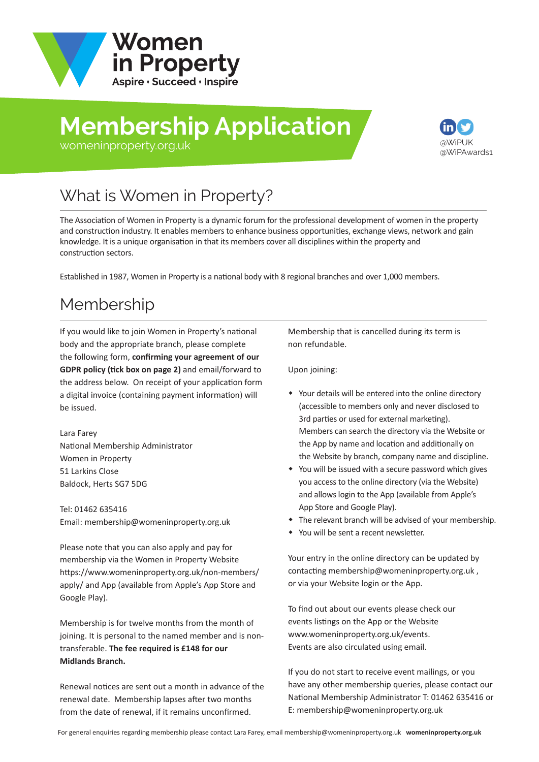# Women in Property

Aspire • Succeed • Inspire

# Membership Application

womeninproperty.org.uk

@WiPUK
@WiPAwards1

## What is Women in Property?

The Association of Women in Property is a dynamic forum for the professional development of women in the property and construction industry. It enables members to enhance business opportunities, exchange views, network and gain knowledge. It is a unique organisation in that its members cover all disciplines within the property and construction sectors.

Established in 1987, Women in Property is a national body with 8 regional branches and over 1,000 members.

## Membership

If you would like to join Women in Property's national body and the appropriate branch, please complete the following form, **confirming your agreement of our GDPR policy (tick box on page 2)** and email/forward to the address below. On receipt of your application form a digital invoice (containing payment information) will be issued.

Lara Farey
National Membership Administrator
Women in Property
51 Larkins Close
Baldock, Herts SG7 5DG

Tel: 01462 635416
Email: membership@womeninproperty.org.uk

Please note that you can also apply and pay for membership via the Women in Property Website https://www.womeninproperty.org.uk/non-members/apply/ and App (available from Apple's App Store and Google Play).

Membership is for twelve months from the month of joining. It is personal to the named member and is non-transferable. **The fee required is £148 for our Midlands Branch.**

Renewal notices are sent out a month in advance of the renewal date. Membership lapses after two months from the date of renewal, if it remains unconfirmed.

Membership that is cancelled during its term is non refundable.

Upon joining:

- Your details will be entered into the online directory (accessible to members only and never disclosed to 3rd parties or used for external marketing). Members can search the directory via the Website or the App by name and location and additionally on the Website by branch, company name and discipline.
- You will be issued with a secure password which gives you access to the online directory (via the Website) and allows login to the App (available from Apple's App Store and Google Play).
- The relevant branch will be advised of your membership.
- You will be sent a recent newsletter.

Your entry in the online directory can be updated by contacting membership@womeninproperty.org.uk , or via your Website login or the App.

To find out about our events please check our events listings on the App or the Website www.womeninproperty.org.uk/events. Events are also circulated using email.

If you do not start to receive event mailings, or you have any other membership queries, please contact our National Membership Administrator T: 01462 635416 or E: membership@womeninproperty.org.uk

For general enquiries regarding membership please contact Lara Farey, email membership@womeninproperty.org.uk **womeninproperty.org.uk**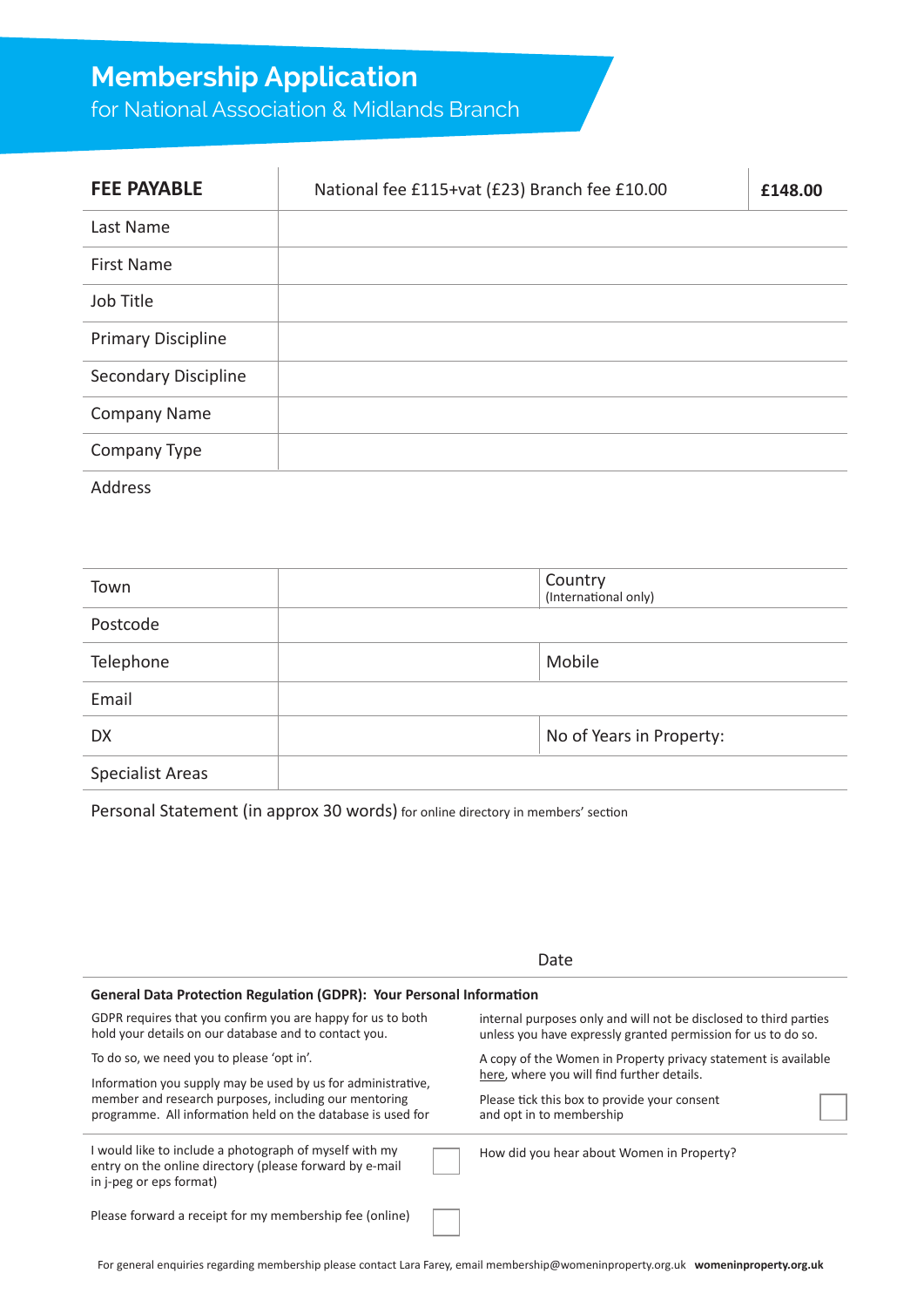# Membership Application

for National Association & Midlands Branch

| FEE PAYABLE | National fee £115+vat (£23) Branch fee £10.00 | £148.00 |
|---|---|---|
| Last Name | | |
| First Name | | |
| Job Title | | |
| Primary Discipline | | |
| Secondary Discipline | | |
| Company Name | | |
| Company Type | | |

Address

| | | | |
|---|---|---|---|
| Town | | Country (International only) | |
| Postcode | | | |
| Telephone | | Mobile | |
| Email | | | |
| DX | | No of Years in Property: | |
| Specialist Areas | | | |

Personal Statement (in approx 30 words) for online directory in members' section

Date

**General Data Protection Regulation (GDPR): Your Personal Information**

GDPR requires that you confirm you are happy for us to both hold your details on our database and to contact you.

To do so, we need you to please 'opt in'.

Information you supply may be used by us for administrative, member and research purposes, including our mentoring programme. All information held on the database is used for internal purposes only and will not be disclosed to third parties unless you have expressly granted permission for us to do so.

A copy of the Women in Property privacy statement is available here, where you will find further details.

Please tick this box to provide your consent and opt in to membership ☐

I would like to include a photograph of myself with my entry on the online directory (please forward by e-mail in j-peg or eps format) ☐

Please forward a receipt for my membership fee (online) ☐

How did you hear about Women in Property?

For general enquiries regarding membership please contact Lara Farey, email membership@womeninproperty.org.uk **womeninproperty.org.uk**